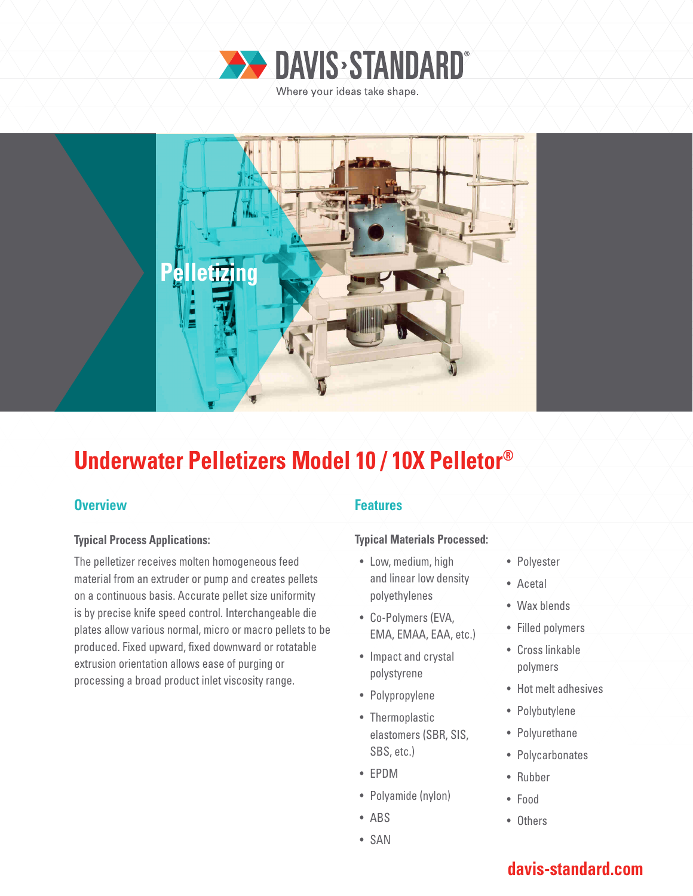DAVIS-STANDARD®

Where your ideas take shape.

Pelletizing

# Underwater Pelletizers Model 10 / 10X Pelletor®

## Overview

### Typical Process Applications:

The pelletizer receives molten homogeneous feed material from an extruder or pump and creates pellets on a continuous basis. Accurate pellet size uniformity is by precise knife speed control. Interchangeable die plates allow various normal, micro or macro pellets to be produced. Fixed upward, fixed downward or rotatable extrusion orientation allows ease of purging or processing a broad product inlet viscosity range.

## Features

### Typical Materials Processed:

- Low, medium, high and linear low density polyethylenes
- Co-Polymers (EVA, EMA, EMAA, EAA, etc.)
- Impact and crystal polystyrene
- Polypropylene
- Thermoplastic elastomers (SBR, SIS, SBS, etc.)
- EPDM
- Polyamide (nylon)
- ABS
- SAN
- Polyester
- Acetal
- Wax blends
- Filled polymers
- Cross linkable polymers
- Hot melt adhesives
- Polybutylene
- Polyurethane
- Polycarbonates
- Rubber
- Food
- Others

davis-standard.com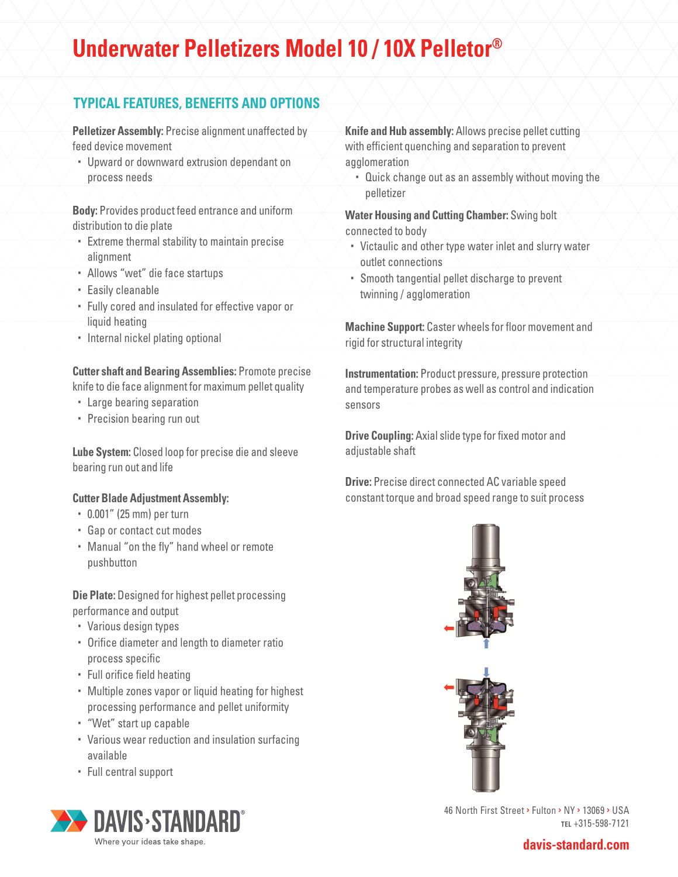# Underwater Pelletizers Model 10 / 10X Pelletor®

## TYPICAL FEATURES, BENEFITS AND OPTIONS

**Pelletizer Assembly:** Precise alignment unaffected by feed device movement

- Upward or downward extrusion dependant on process needs

**Body:** Provides product feed entrance and uniform distribution to die plate

- Extreme thermal stability to maintain precise alignment
- Allows "wet" die face startups
- Easily cleanable
- Fully cored and insulated for effective vapor or liquid heating
- Internal nickel plating optional

**Cutter shaft and Bearing Assemblies:** Promote precise knife to die face alignment for maximum pellet quality

- Large bearing separation
- Precision bearing run out

**Lube System:** Closed loop for precise die and sleeve bearing run out and life

**Cutter Blade Adjustment Assembly:**

- 0.001" (25 mm) per turn
- Gap or contact cut modes
- Manual "on the fly" hand wheel or remote pushbutton

**Die Plate:** Designed for highest pellet processing performance and output

- Various design types
- Orifice diameter and length to diameter ratio process specific
- Full orifice field heating
- Multiple zones vapor or liquid heating for highest processing performance and pellet uniformity
- "Wet" start up capable
- Various wear reduction and insulation surfacing available
- Full central support

**Knife and Hub assembly:** Allows precise pellet cutting with efficient quenching and separation to prevent agglomeration

- Quick change out as an assembly without moving the pelletizer

**Water Housing and Cutting Chamber:** Swing bolt connected to body

- Victaulic and other type water inlet and slurry water outlet connections
- Smooth tangential pellet discharge to prevent twinning / agglomeration

**Machine Support:** Caster wheels for floor movement and rigid for structural integrity

**Instrumentation:** Product pressure, pressure protection and temperature probes as well as control and indication sensors

**Drive Coupling:** Axial slide type for fixed motor and adjustable shaft

**Drive:** Precise direct connected AC variable speed constant torque and broad speed range to suit process

DAVIS-STANDARD®
Where your ideas take shape.

46 North First Street › Fulton › NY › 13069 › USA
TEL +315-598-7121

davis-standard.com